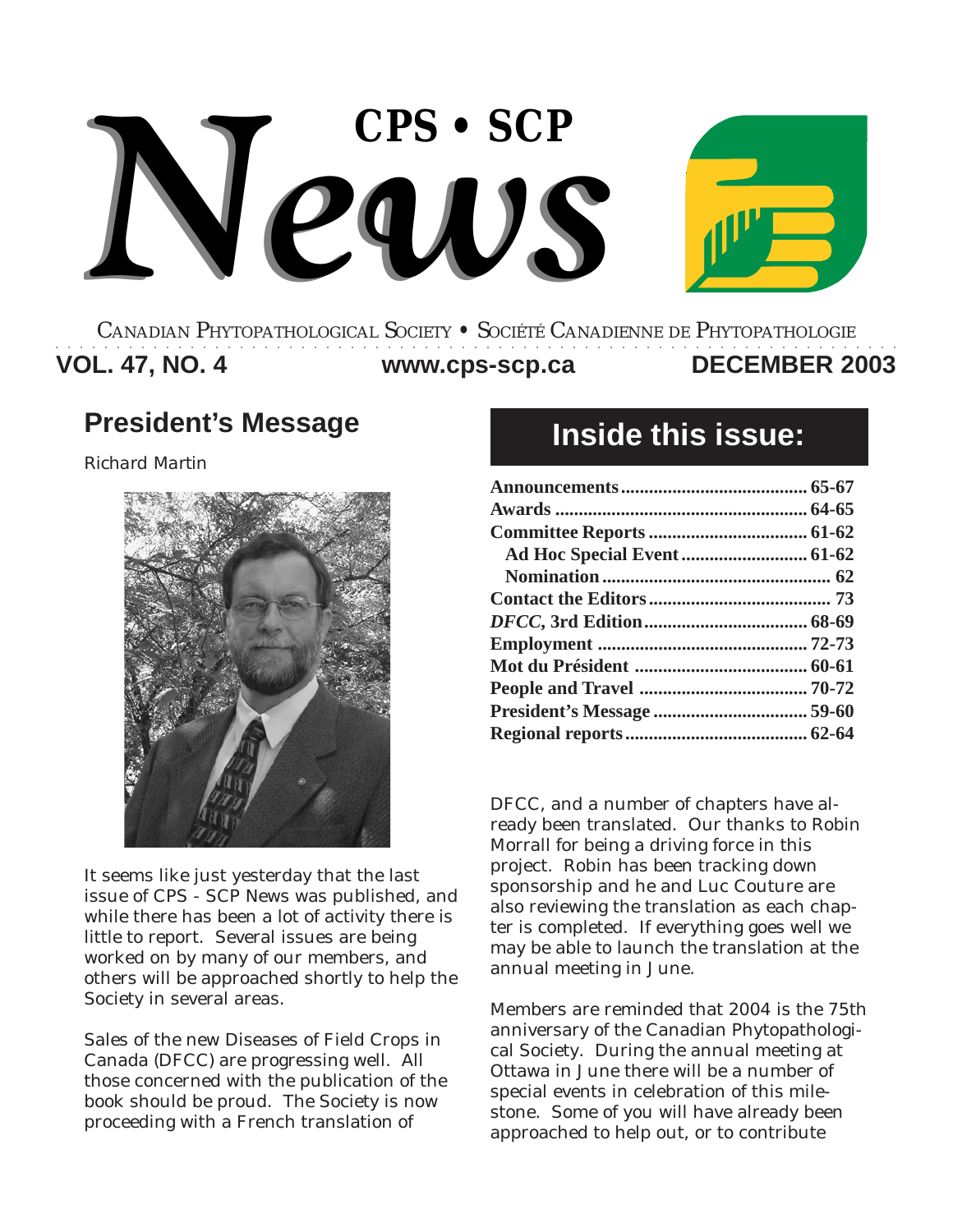# CPS • SCP News

CANADIAN PHYTOPATHOLOGICAL SOCIETY • SOCIÉTÉ CANADIENNE DE PHYTOPATHOLOGIE

**VOL. 47, NO. 4** **www.cps-scp.ca** **DECEMBER 2003**

## President's Message

Richard Martin

It seems like just yesterday that the last issue of CPS - SCP News was published, and while there has been a lot of activity there is little to report. Several issues are being worked on by many of our members, and others will be approached shortly to help the Society in several areas.

Sales of the new Diseases of Field Crops in Canada (DFCC) are progressing well. All those concerned with the publication of the book should be proud. The Society is now proceeding with a French translation of DFCC, and a number of chapters have already been translated. Our thanks to Robin Morrall for being a driving force in this project. Robin has been tracking down sponsorship and he and Luc Couture are also reviewing the translation as each chapter is completed. If everything goes well we may be able to launch the translation at the annual meeting in June.

Members are reminded that 2004 is the 75th anniversary of the Canadian Phytopathological Society. During the annual meeting at Ottawa in June there will be a number of special events in celebration of this milestone. Some of you will have already been approached to help out, or to contribute

## Inside this issue:

| | |
|---|---|
| **Announcements** | **65-67** |
| **Awards** | **64-65** |
| **Committee Reports** | **61-62** |
| **Ad Hoc Special Event** | **61-62** |
| **Nomination** | **62** |
| **Contact the Editors** | **73** |
| ***DFCC*, 3rd Edition** | **68-69** |
| **Employment** | **72-73** |
| **Mot du Président** | **60-61** |
| **People and Travel** | **70-72** |
| **President's Message** | **59-60** |
| **Regional reports** | **62-64** |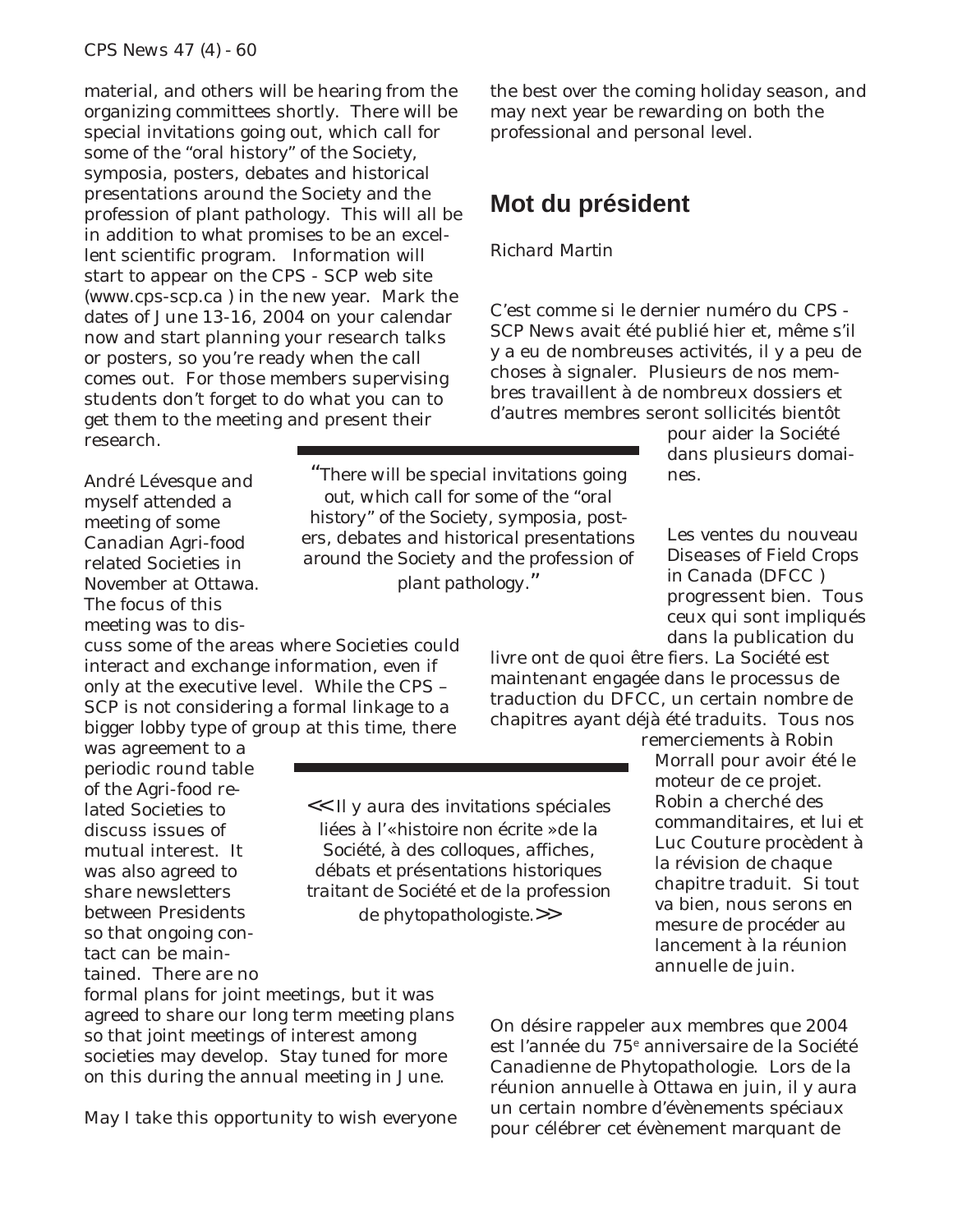material, and others will be hearing from the organizing committees shortly. There will be special invitations going out, which call for some of the "oral history" of the Society, symposia, posters, debates and historical presentations around the Society and the profession of plant pathology. This will all be in addition to what promises to be an excellent scientific program. Information will start to appear on the CPS - SCP web site (www.cps-scp.ca ) in the new year. Mark the dates of June 13-16, 2004 on your calendar now and start planning your research talks or posters, so you're ready when the call comes out. For those members supervising students don't forget to do what you can to get them to the meeting and present their research.

André Lévesque and myself attended a meeting of some Canadian Agri-food related Societies in November at Ottawa. The focus of this meeting was to discuss some of the areas where Societies could interact and exchange information, even if only at the executive level. While the CPS – SCP is not considering a formal linkage to a bigger lobby type of group at this time, there was agreement to a periodic round table of the Agri-food related Societies to discuss issues of mutual interest. It was also agreed to share newsletters between Presidents so that ongoing contact can be maintained. There are no formal plans for joint meetings, but it was agreed to share our long term meeting plans so that joint meetings of interest among societies may develop. Stay tuned for more on this during the annual meeting in June.

> "There will be special invitations going out, which call for some of the "oral history" of the Society, symposia, posters, debates and historical presentations around the Society and the profession of plant pathology."

May I take this opportunity to wish everyone the best over the coming holiday season, and may next year be rewarding on both the professional and personal level.

## Mot du président

Richard Martin

C'est comme si le dernier numéro du CPS - SCP News avait été publié hier et, même s'il y a eu de nombreuses activités, il y a peu de choses à signaler. Plusieurs de nos membres travaillent à de nombreux dossiers et d'autres membres seront sollicités bientôt pour aider la Société dans plusieurs domaines.

Les ventes du nouveau Diseases of Field Crops in Canada (DFCC ) progressent bien. Tous ceux qui sont impliqués dans la publication du livre ont de quoi être fiers. La Société est maintenant engagée dans le processus de traduction du DFCC, un certain nombre de chapitres ayant déjà été traduits. Tous nos remerciements à Robin Morrall pour avoir été le moteur de ce projet. Robin a cherché des commanditaires, et lui et Luc Couture procèdent à la révision de chaque chapitre traduit. Si tout va bien, nous serons en mesure de procéder au lancement à la réunion annuelle de juin.

> << Il y aura des invitations spéciales liées à l'«histoire non écrite »de la Société, à des colloques, affiches, débats et présentations historiques traitant de Société et de la profession de phytopathologiste.>>

On désire rappeler aux membres que 2004 est l'année du 75e anniversaire de la Société Canadienne de Phytopathologie. Lors de la réunion annuelle à Ottawa en juin, il y aura un certain nombre d'évènements spéciaux pour célébrer cet évènement marquant de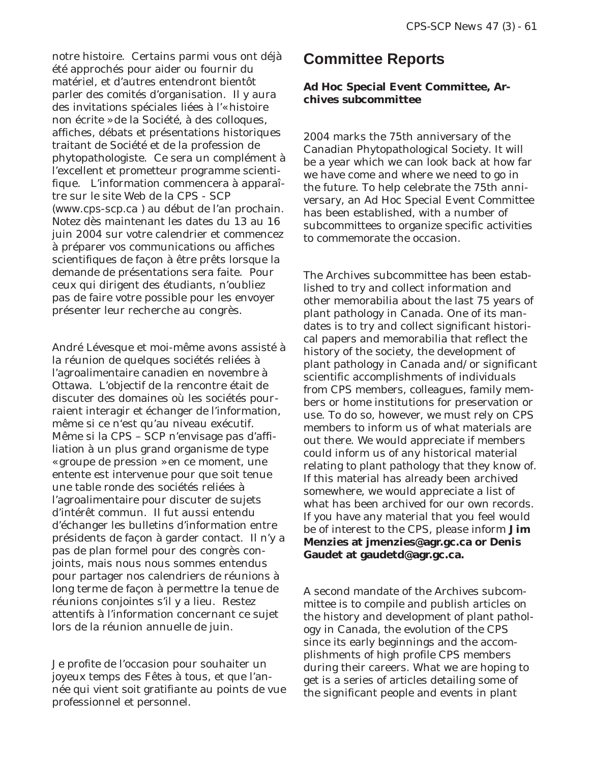notre histoire. Certains parmi vous ont déjà été approchés pour aider ou fournir du matériel, et d'autres entendront bientôt parler des comités d'organisation. Il y aura des invitations spéciales liées à l'« histoire non écrite » de la Société, à des colloques, affiches, débats et présentations historiques traitant de Société et de la profession de phytopathologiste. Ce sera un complément à l'excellent et prometteur programme scientifique. L'information commencera à apparaître sur le site Web de la CPS - SCP (www.cps-scp.ca ) au début de l'an prochain. Notez dès maintenant les dates du 13 au 16 juin 2004 sur votre calendrier et commencez à préparer vos communications ou affiches scientifiques de façon à être prêts lorsque la demande de présentations sera faite. Pour ceux qui dirigent des étudiants, n'oubliez pas de faire votre possible pour les envoyer présenter leur recherche au congrès.

André Lévesque et moi-même avons assisté à la réunion de quelques sociétés reliées à l'agroalimentaire canadien en novembre à Ottawa. L'objectif de la rencontre était de discuter des domaines où les sociétés pourraient interagir et échanger de l'information, même si ce n'est qu'au niveau exécutif. Même si la CPS – SCP n'envisage pas d'affiliation à un plus grand organisme de type « groupe de pression » en ce moment, une entente est intervenue pour que soit tenue une table ronde des sociétés reliées à l'agroalimentaire pour discuter de sujets d'intérêt commun. Il fut aussi entendu d'échanger les bulletins d'information entre présidents de façon à garder contact. Il n'y a pas de plan formel pour des congrès conjoints, mais nous nous sommes entendus pour partager nos calendriers de réunions à long terme de façon à permettre la tenue de réunions conjointes s'il y a lieu. Restez attentifs à l'information concernant ce sujet lors de la réunion annuelle de juin.

Je profite de l'occasion pour souhaiter un joyeux temps des Fêtes à tous, et que l'année qui vient soit gratifiante au points de vue professionnel et personnel.

# Committee Reports

### Ad Hoc Special Event Committee, Archives subcommittee

2004 marks the 75th anniversary of the Canadian Phytopathological Society. It will be a year which we can look back at how far we have come and where we need to go in the future. To help celebrate the 75th anniversary, an Ad Hoc Special Event Committee has been established, with a number of subcommittees to organize specific activities to commemorate the occasion.

The Archives subcommittee has been established to try and collect information and other memorabilia about the last 75 years of plant pathology in Canada. One of its mandates is to try and collect significant historical papers and memorabilia that reflect the history of the society, the development of plant pathology in Canada and/or significant scientific accomplishments of individuals from CPS members, colleagues, family members or home institutions for preservation or use. To do so, however, we must rely on CPS members to inform us of what materials are out there. We would appreciate if members could inform us of any historical material relating to plant pathology that they know of. If this material has already been archived somewhere, we would appreciate a list of what has been archived for our own records. If you have any material that you feel would be of interest to the CPS, please inform **Jim Menzies at jmenzies@agr.gc.ca or Denis Gaudet at gaudetd@agr.gc.ca.**

A second mandate of the Archives subcommittee is to compile and publish articles on the history and development of plant pathology in Canada, the evolution of the CPS since its early beginnings and the accomplishments of high profile CPS members during their careers. What we are hoping to get is a series of articles detailing some of the significant people and events in plant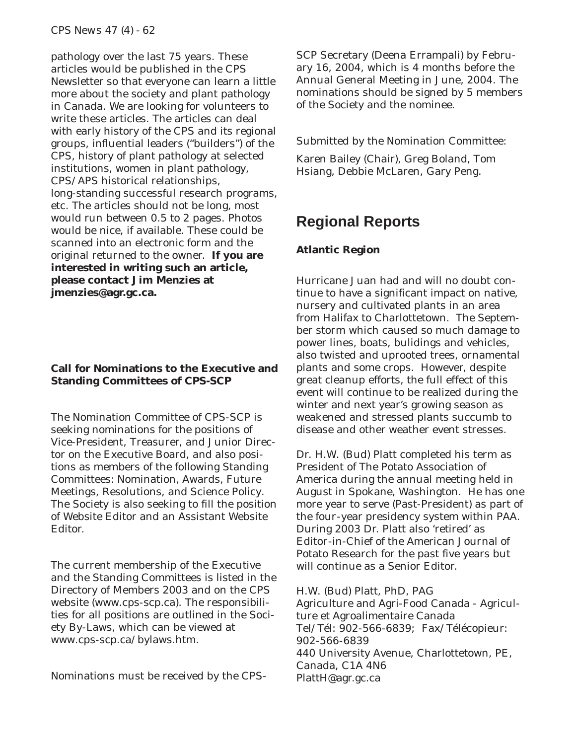pathology over the last 75 years. These articles would be published in the CPS Newsletter so that everyone can learn a little more about the society and plant pathology in Canada. We are looking for volunteers to write these articles. The articles can deal with early history of the CPS and its regional groups, influential leaders ("builders") of the CPS, history of plant pathology at selected institutions, women in plant pathology, CPS/APS historical relationships, long-standing successful research programs, etc. The articles should not be long, most would run between 0.5 to 2 pages. Photos would be nice, if available. These could be scanned into an electronic form and the original returned to the owner. **If you are interested in writing such an article, please contact Jim Menzies at jmenzies@agr.gc.ca.**

### Call for Nominations to the Executive and Standing Committees of CPS-SCP

The Nomination Committee of CPS-SCP is seeking nominations for the positions of Vice-President, Treasurer, and Junior Director on the Executive Board, and also positions as members of the following Standing Committees: Nomination, Awards, Future Meetings, Resolutions, and Science Policy. The Society is also seeking to fill the position of Website Editor and an Assistant Website Editor.

The current membership of the Executive and the Standing Committees is listed in the Directory of Members 2003 and on the CPS website (www.cps-scp.ca). The responsibilities for all positions are outlined in the Society By-Laws, which can be viewed at www.cps-scp.ca/bylaws.htm.

Nominations must be received by the CPS-SCP Secretary (Deena Errampali) by February 16, 2004, which is 4 months before the Annual General Meeting in June, 2004. The nominations should be signed by 5 members of the Society and the nominee.

Submitted by the Nomination Committee:

Karen Bailey (Chair), Greg Boland, Tom Hsiang, Debbie McLaren, Gary Peng.

## Regional Reports

### Atlantic Region

Hurricane Juan had and will no doubt continue to have a significant impact on native, nursery and cultivated plants in an area from Halifax to Charlottetown. The September storm which caused so much damage to power lines, boats, bulidings and vehicles, also twisted and uprooted trees, ornamental plants and some crops. However, despite great cleanup efforts, the full effect of this event will continue to be realized during the winter and next year's growing season as weakened and stressed plants succumb to disease and other weather event stresses.

Dr. H.W. (Bud) Platt completed his term as President of The Potato Association of America during the annual meeting held in August in Spokane, Washington. He has one more year to serve (Past-President) as part of the four-year presidency system within PAA. During 2003 Dr. Platt also 'retired' as Editor-in-Chief of the American Journal of Potato Research for the past five years but will continue as a Senior Editor.

H.W. (Bud) Platt, PhD, PAG
Agriculture and Agri-Food Canada - Agriculture et Agroalimentaire Canada
Tel/Tél: 902-566-6839; Fax/Télécopieur: 902-566-6839
440 University Avenue, Charlottetown, PE, Canada, C1A 4N6
PlattH@agr.gc.ca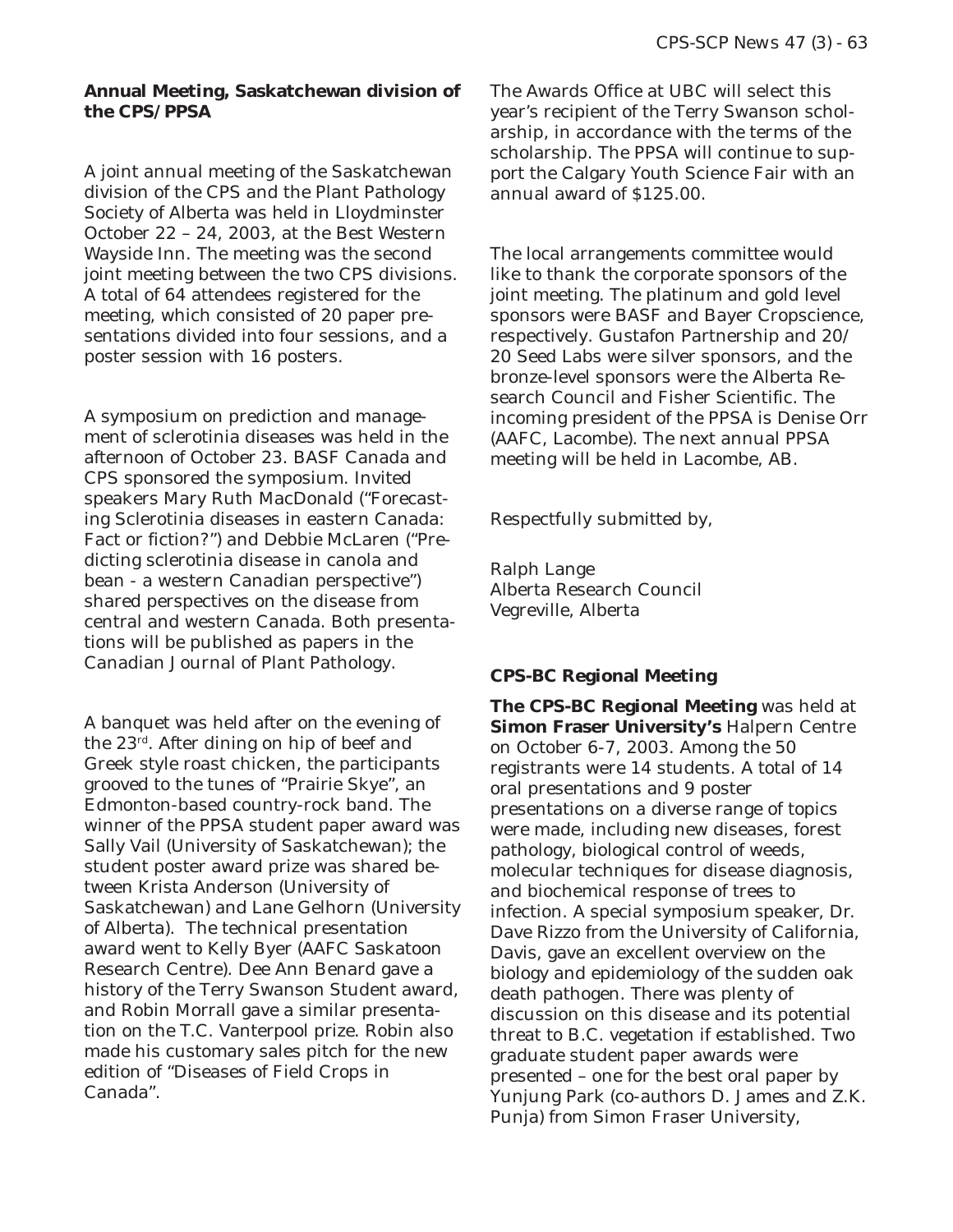### Annual Meeting, Saskatchewan division of the CPS/PPSA

A joint annual meeting of the Saskatchewan division of the CPS and the Plant Pathology Society of Alberta was held in Lloydminster October 22 – 24, 2003, at the Best Western Wayside Inn. The meeting was the second joint meeting between the two CPS divisions. A total of 64 attendees registered for the meeting, which consisted of 20 paper presentations divided into four sessions, and a poster session with 16 posters.

A symposium on prediction and management of sclerotinia diseases was held in the afternoon of October 23. BASF Canada and CPS sponsored the symposium. Invited speakers Mary Ruth MacDonald ("Forecasting Sclerotinia diseases in eastern Canada: Fact or fiction?") and Debbie McLaren ("Predicting sclerotinia disease in canola and bean - a western Canadian perspective") shared perspectives on the disease from central and western Canada. Both presentations will be published as papers in the Canadian Journal of Plant Pathology.

A banquet was held after on the evening of the 23rd. After dining on hip of beef and Greek style roast chicken, the participants grooved to the tunes of "Prairie Skye", an Edmonton-based country-rock band. The winner of the PPSA student paper award was Sally Vail (University of Saskatchewan); the student poster award prize was shared between Krista Anderson (University of Saskatchewan) and Lane Gelhorn (University of Alberta). The technical presentation award went to Kelly Byer (AAFC Saskatoon Research Centre). Dee Ann Benard gave a history of the Terry Swanson Student award, and Robin Morrall gave a similar presentation on the T.C. Vanterpool prize. Robin also made his customary sales pitch for the new edition of "Diseases of Field Crops in Canada".

The Awards Office at UBC will select this year's recipient of the Terry Swanson scholarship, in accordance with the terms of the scholarship. The PPSA will continue to support the Calgary Youth Science Fair with an annual award of $125.00.

The local arrangements committee would like to thank the corporate sponsors of the joint meeting. The platinum and gold level sponsors were BASF and Bayer Cropscience, respectively. Gustafon Partnership and 20/20 Seed Labs were silver sponsors, and the bronze-level sponsors were the Alberta Research Council and Fisher Scientific. The incoming president of the PPSA is Denise Orr (AAFC, Lacombe). The next annual PPSA meeting will be held in Lacombe, AB.

Respectfully submitted by,

Ralph Lange
Alberta Research Council
Vegreville, Alberta

### CPS-BC Regional Meeting

**The CPS-BC Regional Meeting** was held at **Simon Fraser University's** Halpern Centre on October 6-7, 2003. Among the 50 registrants were 14 students. A total of 14 oral presentations and 9 poster presentations on a diverse range of topics were made, including new diseases, forest pathology, biological control of weeds, molecular techniques for disease diagnosis, and biochemical response of trees to infection. A special symposium speaker, Dr. Dave Rizzo from the University of California, Davis, gave an excellent overview on the biology and epidemiology of the sudden oak death pathogen. There was plenty of discussion on this disease and its potential threat to B.C. vegetation if established. Two graduate student paper awards were presented – one for the best oral paper by Yunjung Park (co-authors D. James and Z.K. Punja) from Simon Fraser University,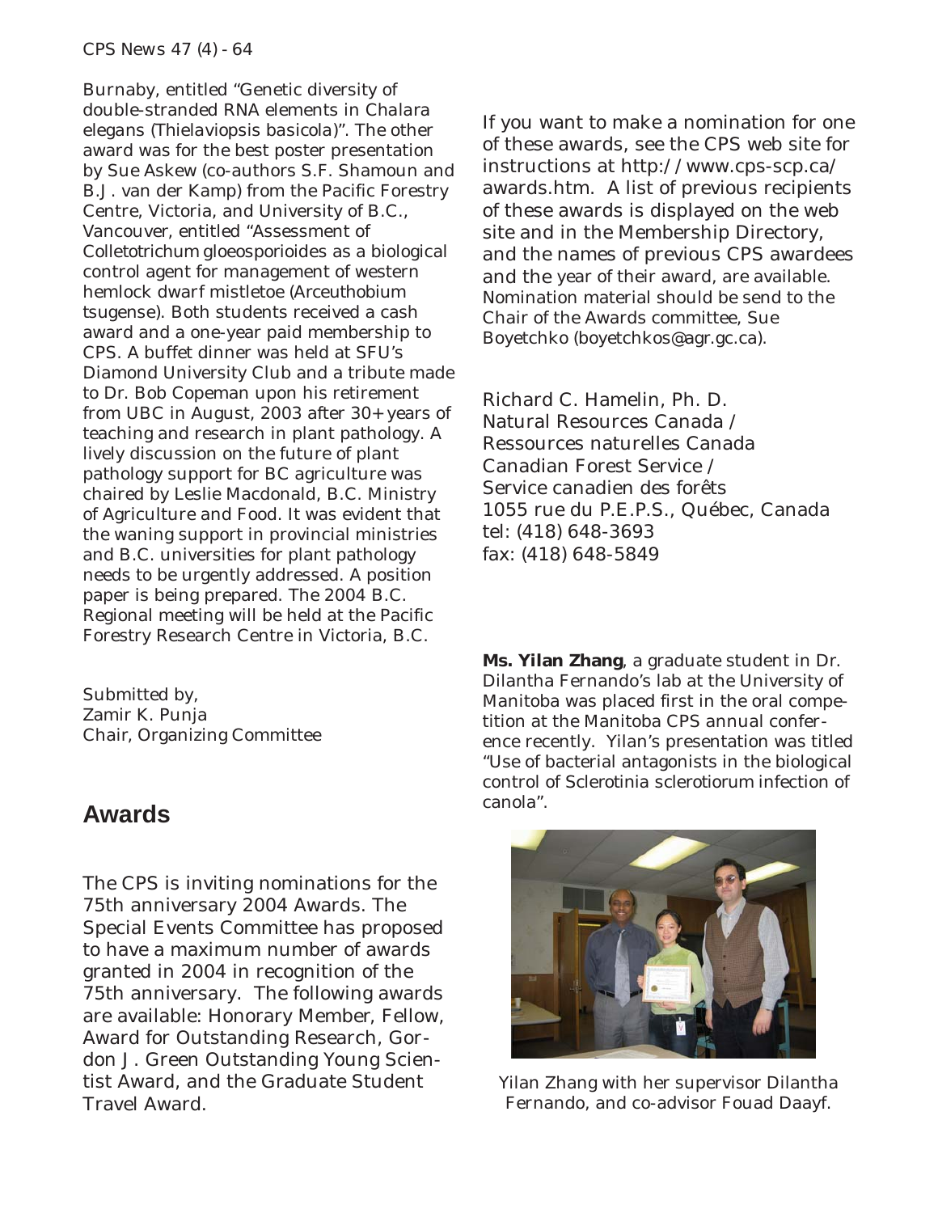Burnaby, entitled "Genetic diversity of double-stranded RNA elements in *Chalara elegans* (*Thielaviopsis basicola*)". The other award was for the best poster presentation by Sue Askew (co-authors S.F. Shamoun and B.J. van der Kamp) from the Pacific Forestry Centre, Victoria, and University of B.C., Vancouver, entitled "Assessment of *Colletotrichum gloeosporioides* as a biological control agent for management of western hemlock dwarf mistletoe (*Arceuthobium tsugense*). Both students received a cash award and a one-year paid membership to CPS. A buffet dinner was held at SFU's Diamond University Club and a tribute made to Dr. Bob Copeman upon his retirement from UBC in August, 2003 after 30+ years of teaching and research in plant pathology. A lively discussion on the future of plant pathology support for BC agriculture was chaired by Leslie Macdonald, B.C. Ministry of Agriculture and Food. It was evident that the waning support in provincial ministries and B.C. universities for plant pathology needs to be urgently addressed. A position paper is being prepared. The 2004 B.C. Regional meeting will be held at the Pacific Forestry Research Centre in Victoria, B.C.

Submitted by,
Zamir K. Punja
Chair, Organizing Committee

## Awards

The CPS is inviting nominations for the 75th anniversary 2004 Awards. The Special Events Committee has proposed to have a maximum number of awards granted in 2004 in recognition of the 75th anniversary. The following awards are available: Honorary Member, Fellow, Award for Outstanding Research, Gordon J. Green Outstanding Young Scientist Award, and the Graduate Student Travel Award.

If you want to make a nomination for one of these awards, see the CPS web site for instructions at http://www.cps-scp.ca/awards.htm. A list of previous recipients of these awards is displayed on the web site and in the Membership Directory, and the names of previous CPS awardees and the year of their award, are available. Nomination material should be send to the Chair of the Awards committee, Sue Boyetchko (boyetchkos@agr.gc.ca).

Richard C. Hamelin, Ph. D.
Natural Resources Canada /
Ressources naturelles Canada
Canadian Forest Service /
Service canadien des forêts
1055 rue du P.E.P.S., Québec, Canada
tel: (418) 648-3693
fax: (418) 648-5849

**Ms. Yilan Zhang**, a graduate student in Dr. Dilantha Fernando's lab at the University of Manitoba was placed first in the oral competition at the Manitoba CPS annual conference recently. Yilan's presentation was titled "Use of bacterial antagonists in the biological control of *Sclerotinia sclerotiorum* infection of canola".

Yilan Zhang with her supervisor Dilantha Fernando, and co-advisor Fouad Daayf.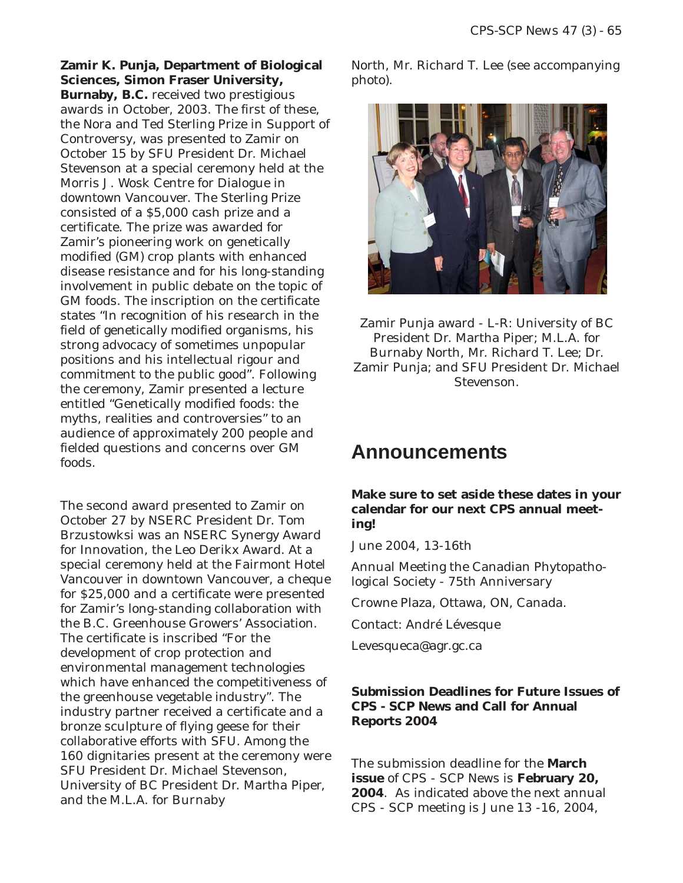**Zamir K. Punja, Department of Biological Sciences, Simon Fraser University, Burnaby, B.C.** received two prestigious awards in October, 2003. The first of these, the Nora and Ted Sterling Prize in Support of Controversy, was presented to Zamir on October 15 by SFU President Dr. Michael Stevenson at a special ceremony held at the Morris J. Wosk Centre for Dialogue in downtown Vancouver. The Sterling Prize consisted of a $5,000 cash prize and a certificate. The prize was awarded for Zamir's pioneering work on genetically modified (GM) crop plants with enhanced disease resistance and for his long-standing involvement in public debate on the topic of GM foods. The inscription on the certificate states "In recognition of his research in the field of genetically modified organisms, his strong advocacy of sometimes unpopular positions and his intellectual rigour and commitment to the public good". Following the ceremony, Zamir presented a lecture entitled "Genetically modified foods: the myths, realities and controversies" to an audience of approximately 200 people and fielded questions and concerns over GM foods.

The second award presented to Zamir on October 27 by NSERC President Dr. Tom Brzustowksi was an NSERC Synergy Award for Innovation, the Leo Derikx Award. At a special ceremony held at the Fairmont Hotel Vancouver in downtown Vancouver, a cheque for $25,000 and a certificate were presented for Zamir's long-standing collaboration with the B.C. Greenhouse Growers' Association. The certificate is inscribed "For the development of crop protection and environmental management technologies which have enhanced the competitiveness of the greenhouse vegetable industry". The industry partner received a certificate and a bronze sculpture of flying geese for their collaborative efforts with SFU. Among the 160 dignitaries present at the ceremony were SFU President Dr. Michael Stevenson, University of BC President Dr. Martha Piper, and the M.L.A. for Burnaby North, Mr. Richard T. Lee (see accompanying photo).

Zamir Punja award - L-R: University of BC President Dr. Martha Piper; M.L.A. for Burnaby North, Mr. Richard T. Lee; Dr. Zamir Punja; and SFU President Dr. Michael Stevenson.

# Announcements

**Make sure to set aside these dates in your calendar for our next CPS annual meeting!**

June 2004, 13-16th

Annual Meeting the Canadian Phytopathological Society - 75th Anniversary

Crowne Plaza, Ottawa, ON, Canada.

Contact: André Lévesque

Levesqueca@agr.gc.ca

**Submission Deadlines for Future Issues of CPS - SCP News and Call for Annual Reports 2004**

The submission deadline for the **March issue** of CPS - SCP News is **February 20, 2004**. As indicated above the next annual CPS - SCP meeting is June 13 -16, 2004,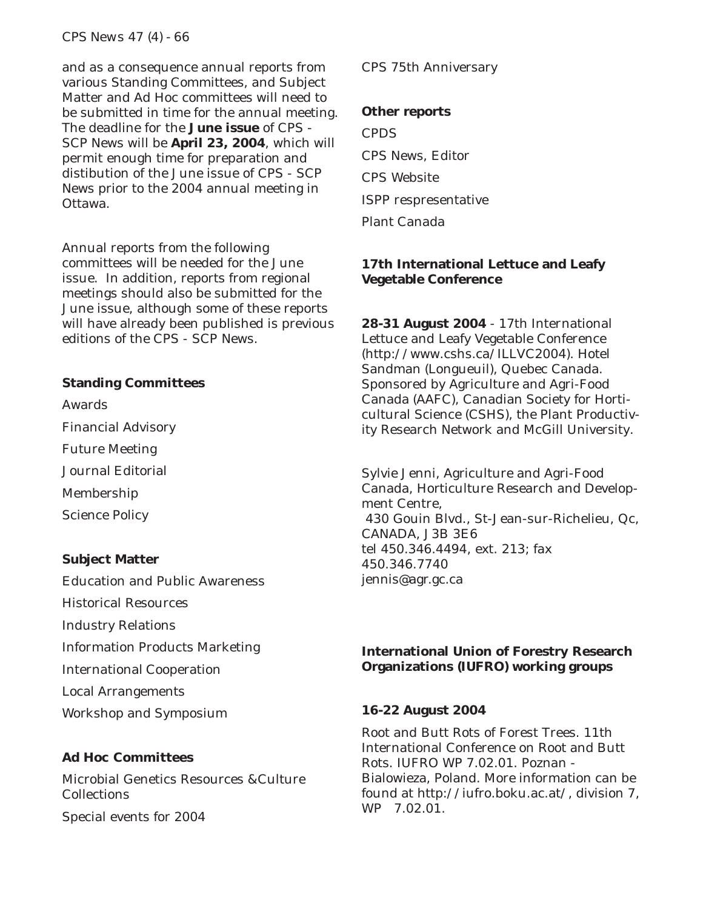and as a consequence annual reports from various Standing Committees, and Subject Matter and Ad Hoc committees will need to be submitted in time for the annual meeting. The deadline for the **June issue** of CPS - SCP News will be **April 23, 2004**, which will permit enough time for preparation and distibution of the June issue of CPS - SCP News prior to the 2004 annual meeting in Ottawa.

Annual reports from the following committees will be needed for the June issue. In addition, reports from regional meetings should also be submitted for the June issue, although some of these reports will have already been published is previous editions of the CPS - SCP News.

**Standing Committees**

Awards

Financial Advisory

Future Meeting

Journal Editorial

Membership

Science Policy

**Subject Matter**

Education and Public Awareness

Historical Resources

Industry Relations

Information Products Marketing

International Cooperation

Local Arrangements

Workshop and Symposium

**Ad Hoc Committees**

Microbial Genetics Resources &Culture Collections

Special events for 2004

CPS 75th Anniversary

**Other reports**

CPDS

CPS News, Editor

CPS Website

ISPP respresentative

Plant Canada

**17th International Lettuce and Leafy Vegetable Conference**

**28-31 August 2004** - 17th International Lettuce and Leafy Vegetable Conference (http://www.cshs.ca/ILLVC2004). Hotel Sandman (Longueuil), Quebec Canada. Sponsored by Agriculture and Agri-Food Canada (AAFC), Canadian Society for Horticultural Science (CSHS), the Plant Productivity Research Network and McGill University.

Sylvie Jenni, Agriculture and Agri-Food Canada, Horticulture Research and Development Centre,
430 Gouin Blvd., St-Jean-sur-Richelieu, Qc, CANADA, J3B 3E6
tel 450.346.4494, ext. 213; fax 450.346.7740
jennis@agr.gc.ca

**International Union of Forestry Research Organizations (IUFRO) working groups**

**16-22 August 2004**

Root and Butt Rots of Forest Trees. 11th International Conference on Root and Butt Rots. IUFRO WP 7.02.01. Poznan - Bialowieza, Poland. More information can be found at http://iufro.boku.ac.at/, division 7, WP 7.02.01.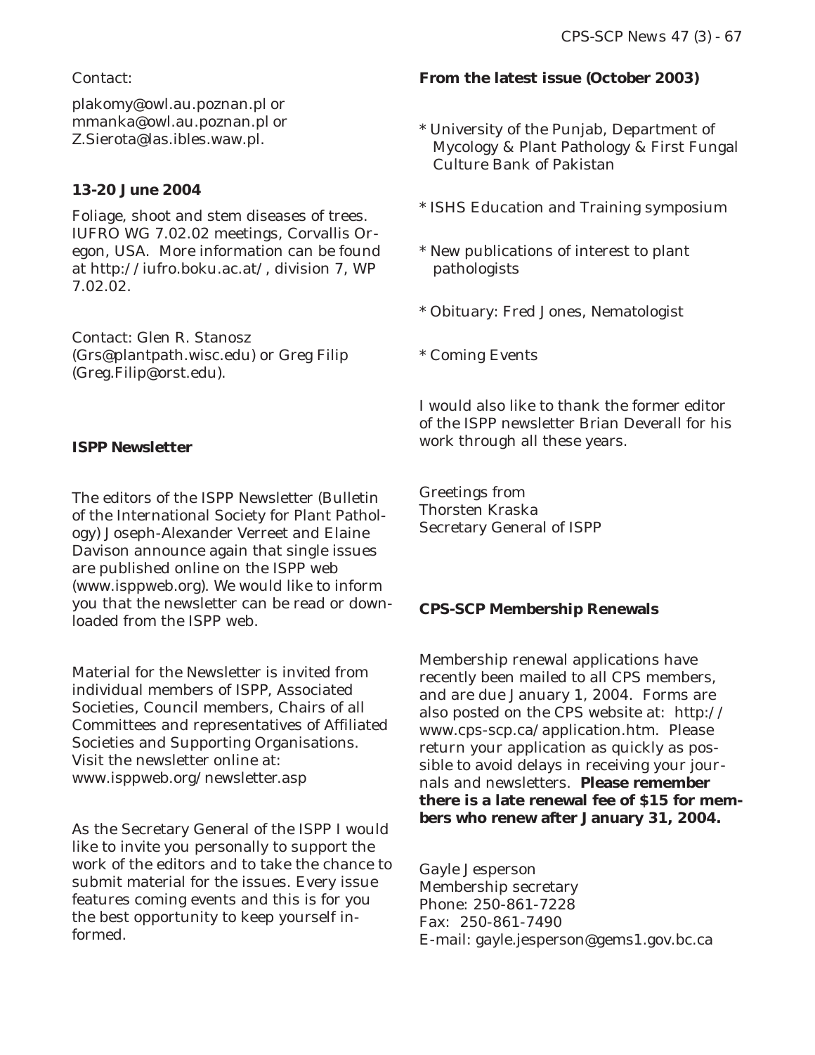Contact:

plakomy@owl.au.poznan.pl or
mmanka@owl.au.poznan.pl or
Z.Sierota@las.ibles.waw.pl.

**13-20 June 2004**

Foliage, shoot and stem diseases of trees. IUFRO WG 7.02.02 meetings, Corvallis Oregon, USA. More information can be found at http://iufro.boku.ac.at/, division 7, WP 7.02.02.

Contact: Glen R. Stanosz (Grs@plantpath.wisc.edu) or Greg Filip (Greg.Filip@orst.edu).

### ISPP Newsletter

The editors of the ISPP Newsletter (Bulletin of the International Society for Plant Pathology) Joseph-Alexander Verreet and Elaine Davison announce again that single issues are published online on the ISPP web (www.isppweb.org). We would like to inform you that the newsletter can be read or downloaded from the ISPP web.

Material for the Newsletter is invited from individual members of ISPP, Associated Societies, Council members, Chairs of all Committees and representatives of Affiliated Societies and Supporting Organisations. Visit the newsletter online at: www.isppweb.org/newsletter.asp

As the Secretary General of the ISPP I would like to invite you personally to support the work of the editors and to take the chance to submit material for the issues. Every issue features coming events and this is for you the best opportunity to keep yourself informed.

**From the latest issue (October 2003)**

* University of the Punjab, Department of Mycology & Plant Pathology & First Fungal Culture Bank of Pakistan
* ISHS Education and Training symposium
* New publications of interest to plant pathologists
* Obituary: Fred Jones, Nematologist
* Coming Events

I would also like to thank the former editor of the ISPP newsletter Brian Deverall for his work through all these years.

Greetings from
Thorsten Kraska
Secretary General of ISPP

### CPS-SCP Membership Renewals

Membership renewal applications have recently been mailed to all CPS members, and are due January 1, 2004. Forms are also posted on the CPS website at: http://www.cps-scp.ca/application.htm. Please return your application as quickly as possible to avoid delays in receiving your journals and newsletters. **Please remember there is a late renewal fee of $15 for members who renew after January 31, 2004.**

Gayle Jesperson
Membership secretary
Phone: 250-861-7228
Fax: 250-861-7490
E-mail: gayle.jesperson@gems1.gov.bc.ca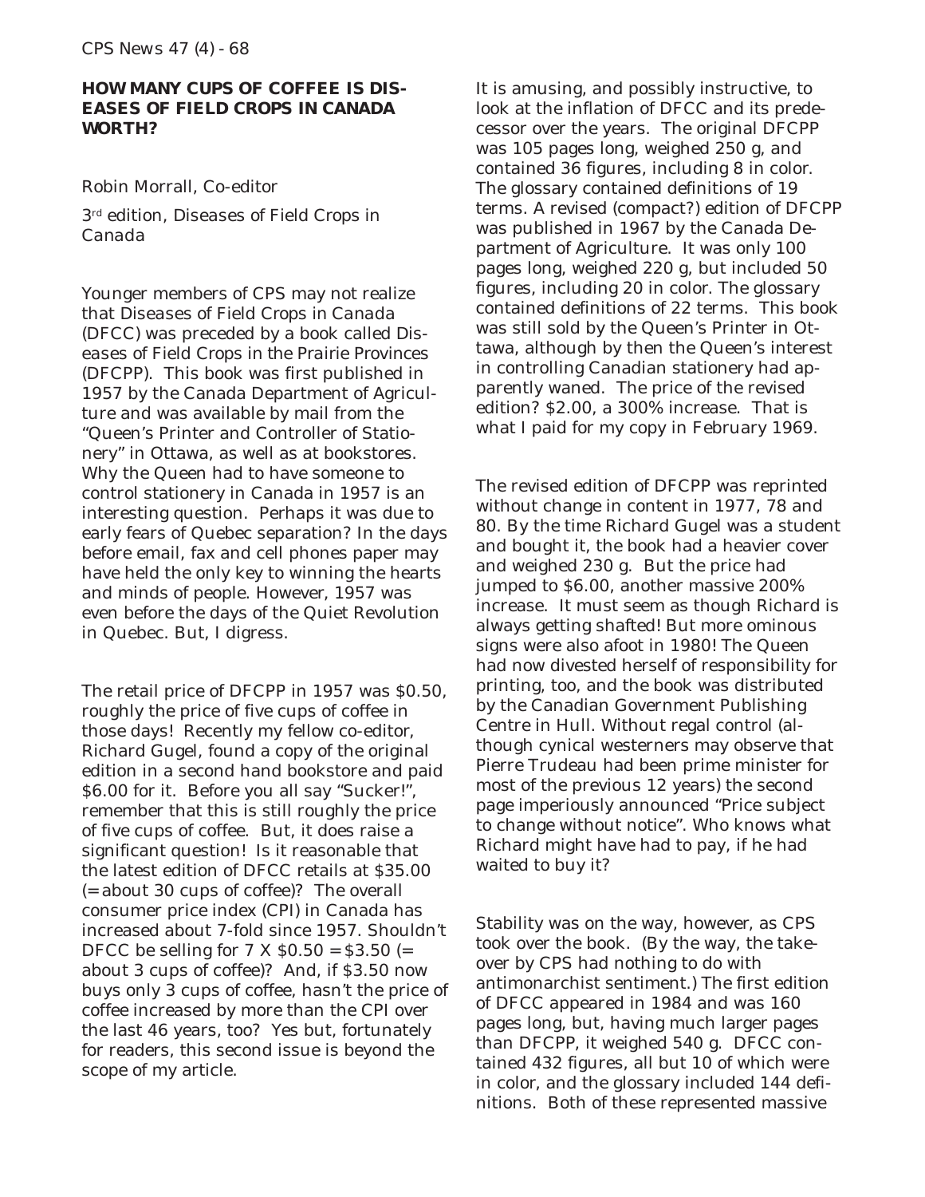### HOW MANY CUPS OF COFFEE IS DISEASES OF FIELD CROPS IN CANADA WORTH?

Robin Morrall, Co-editor

3rd edition, Diseases of Field Crops in Canada

Younger members of CPS may not realize that *Diseases of Field Crops in Canada* (DFCC) was preceded by a book called *Diseases of Field Crops in the Prairie Provinces* (DFCPP). This book was first published in 1957 by the Canada Department of Agriculture and was available by mail from the "Queen's Printer and Controller of Stationery" in Ottawa, as well as at bookstores. Why the Queen had to have someone to control stationery in Canada in 1957 is an interesting question. Perhaps it was due to early fears of Quebec separation? In the days before email, fax and cell phones paper may have held the only key to winning the hearts and minds of people. However, 1957 was even before the days of the Quiet Revolution in Quebec. But, I digress.

The retail price of DFCPP in 1957 was $0.50, roughly the price of five cups of coffee in those days! Recently my fellow co-editor, Richard Gugel, found a copy of the original edition in a second hand bookstore and paid $6.00 for it. Before you all say "Sucker!", remember that this is still roughly the price of five cups of coffee. But, it does raise a significant question! Is it reasonable that the latest edition of DFCC retails at $35.00 (= about 30 cups of coffee)? The overall consumer price index (CPI) in Canada has increased about 7-fold since 1957. Shouldn't DFCC be selling for 7 X $0.50 = $3.50 (= about 3 cups of coffee)? And, if $3.50 now buys only 3 cups of coffee, hasn't the price of coffee increased by more than the CPI over the last 46 years, too? Yes but, fortunately for readers, this second issue is beyond the scope of my article.

It is amusing, and possibly instructive, to look at the inflation of DFCC and its predecessor over the years. The original DFCPP was 105 pages long, weighed 250 g, and contained 36 figures, including 8 in color. The glossary contained definitions of 19 terms. A revised (compact?) edition of DFCPP was published in 1967 by the Canada Department of Agriculture. It was only 100 pages long, weighed 220 g, but included 50 figures, including 20 in color. The glossary contained definitions of 22 terms. This book was still sold by the Queen's Printer in Ottawa, although by then the Queen's interest in controlling Canadian stationery had apparently waned. The price of the revised edition? $2.00, a 300% increase. That is what I paid for my copy in February 1969.

The revised edition of DFCPP was reprinted without change in content in 1977, 78 and 80. By the time Richard Gugel was a student and bought it, the book had a heavier cover and weighed 230 g. But the price had jumped to $6.00, another massive 200% increase. It must seem as though Richard is always getting shafted! But more ominous signs were also afoot in 1980! The Queen had now divested herself of responsibility for printing, too, and the book was distributed by the Canadian Government Publishing Centre in Hull. Without regal control (although cynical westerners may observe that Pierre Trudeau had been prime minister for most of the previous 12 years) the second page imperiously announced "Price subject to change without notice". Who knows what Richard might have had to pay, if he had waited to buy it?

Stability was on the way, however, as CPS took over the book. (By the way, the takeover by CPS had nothing to do with antimonarchist sentiment.) The first edition of DFCC appeared in 1984 and was 160 pages long, but, having much larger pages than DFCPP, it weighed 540 g. DFCC contained 432 figures, all but 10 of which were in color, and the glossary included 144 definitions. Both of these represented massive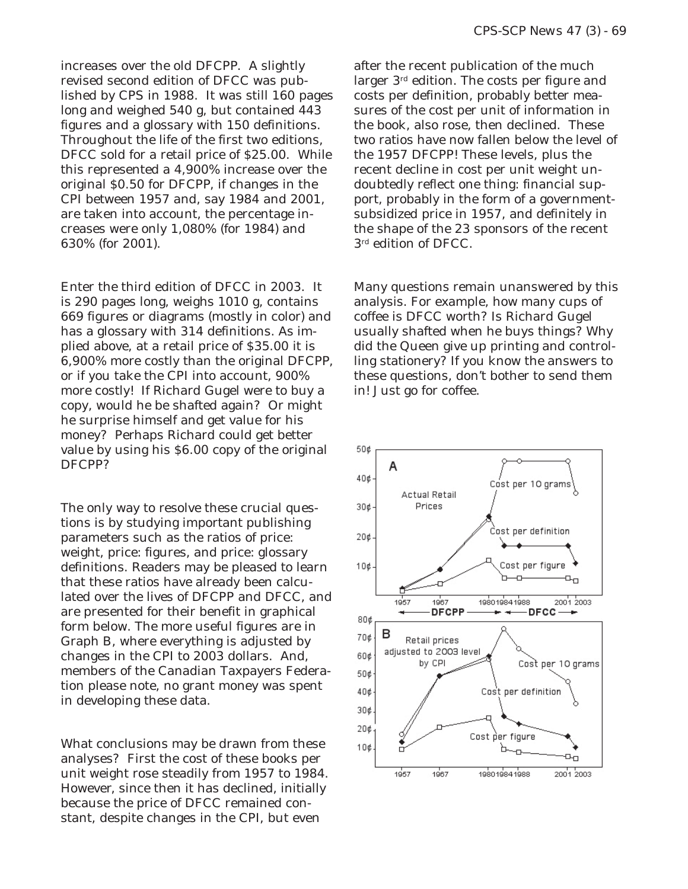increases over the old DFCPP. A slightly revised second edition of DFCC was published by CPS in 1988. It was still 160 pages long and weighed 540 g, but contained 443 figures and a glossary with 150 definitions. Throughout the life of the first two editions, DFCC sold for a retail price of $25.00. While this represented a 4,900% increase over the original $0.50 for DFCPP, if changes in the CPI between 1957 and, say 1984 and 2001, are taken into account, the percentage increases were only 1,080% (for 1984) and 630% (for 2001).

Enter the third edition of DFCC in 2003. It is 290 pages long, weighs 1010 g, contains 669 figures or diagrams (mostly in color) and has a glossary with 314 definitions. As implied above, at a retail price of $35.00 it is 6,900% more costly than the original DFCPP, or if you take the CPI into account, 900% more costly! If Richard Gugel were to buy a copy, would he be shafted again? Or might he surprise himself and get value for his money? Perhaps Richard could get better value by using his $6.00 copy of the original DFCPP?

The only way to resolve these crucial questions is by studying important publishing parameters such as the ratios of price: weight, price: figures, and price: glossary definitions. Readers may be pleased to learn that these ratios have already been calculated over the lives of DFCPP and DFCC, and are presented for their benefit in graphical form below. The more useful figures are in Graph B, where everything is adjusted by changes in the CPI to 2003 dollars. And, members of the Canadian Taxpayers Federation please note, no grant money was spent in developing these data.

What conclusions may be drawn from these analyses? First the cost of these books per unit weight rose steadily from 1957 to 1984. However, since then it has declined, initially because the price of DFCC remained constant, despite changes in the CPI, but even after the recent publication of the much larger 3rd edition. The costs per figure and costs per definition, probably better measures of the cost per unit of information in the book, also rose, then declined. These two ratios have now fallen below the level of the 1957 DFCPP! These levels, plus the recent decline in cost per unit weight undoubtedly reflect one thing: financial support, probably in the form of a government-subsidized price in 1957, and definitely in the shape of the 23 sponsors of the recent 3rd edition of DFCC.

Many questions remain unanswered by this analysis. For example, how many cups of coffee is DFCC worth? Is Richard Gugel usually shafted when he buys things? Why did the Queen give up printing and controlling stationery? If you know the answers to these questions, don't bother to send them in! Just go for coffee.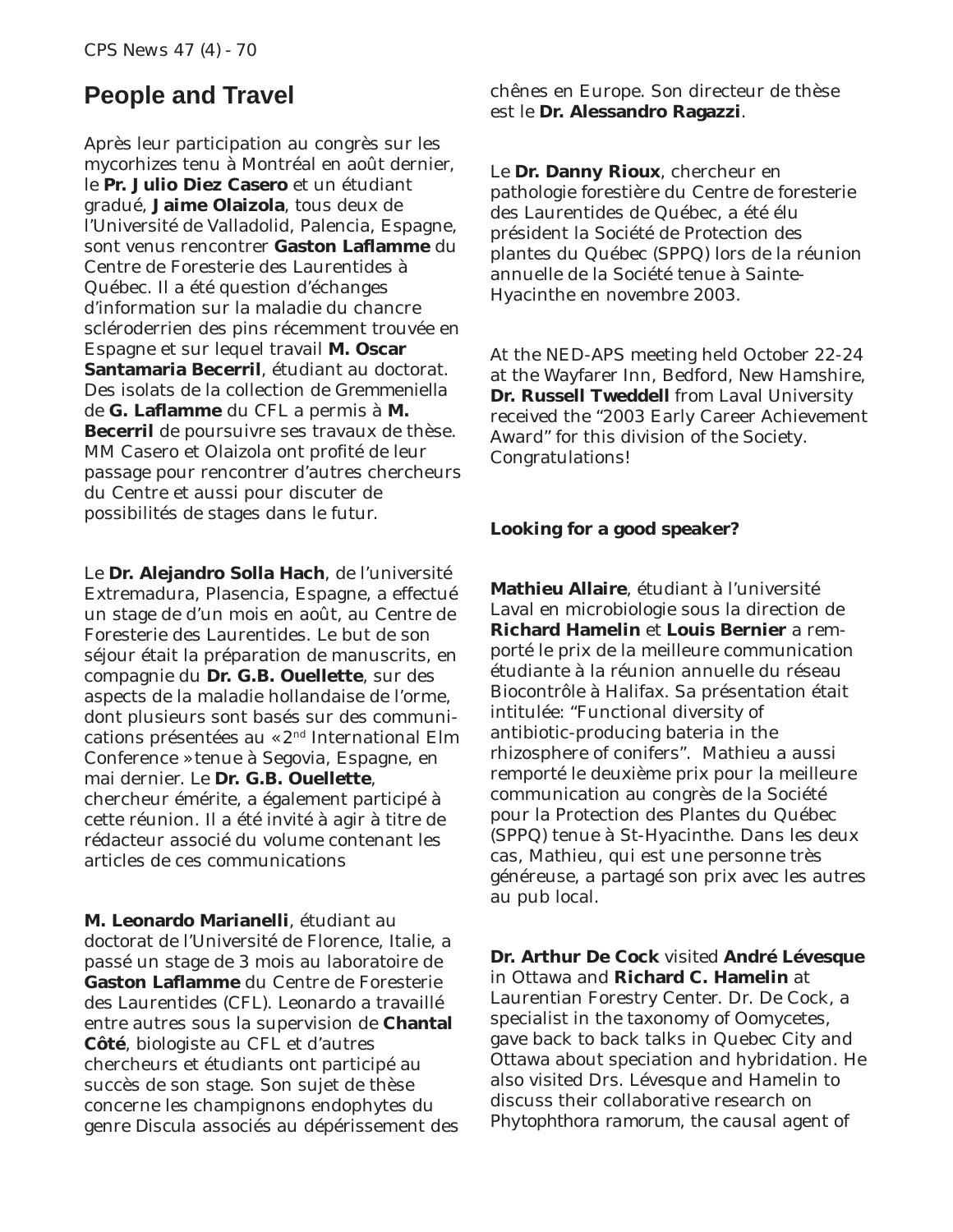## People and Travel

Après leur participation au congrès sur les mycorhizes tenu à Montréal en août dernier, le **Pr. Julio Diez Casero** et un étudiant gradué, **Jaime Olaizola**, tous deux de l'Université de Valladolid, Palencia, Espagne, sont venus rencontrer **Gaston Laflamme** du Centre de Foresterie des Laurentides à Québec. Il a été question d'échanges d'information sur la maladie du chancre scléroderrien des pins récemment trouvée en Espagne et sur lequel travail **M. Oscar Santamaria Becerril**, étudiant au doctorat. Des isolats de la collection de Gremmeniella de **G. Laflamme** du CFL a permis à **M. Becerril** de poursuivre ses travaux de thèse. MM Casero et Olaizola ont profité de leur passage pour rencontrer d'autres chercheurs du Centre et aussi pour discuter de possibilités de stages dans le futur.

Le **Dr. Alejandro Solla Hach**, de l'université Extremadura, Plasencia, Espagne, a effectué un stage de d'un mois en août, au Centre de Foresterie des Laurentides. Le but de son séjour était la préparation de manuscrits, en compagnie du **Dr. G.B. Ouellette**, sur des aspects de la maladie hollandaise de l'orme, dont plusieurs sont basés sur des communications présentées au « 2nd International Elm Conference » tenue à Segovia, Espagne, en mai dernier. Le **Dr. G.B. Ouellette**, chercheur émérite, a également participé à cette réunion. Il a été invité à agir à titre de rédacteur associé du volume contenant les articles de ces communications

**M. Leonardo Marianelli**, étudiant au doctorat de l'Université de Florence, Italie, a passé un stage de 3 mois au laboratoire de **Gaston Laflamme** du Centre de Foresterie des Laurentides (CFL). Leonardo a travaillé entre autres sous la supervision de **Chantal Côté**, biologiste au CFL et d'autres chercheurs et étudiants ont participé au succès de son stage. Son sujet de thèse concerne les champignons endophytes du genre Discula associés au dépérissement des chênes en Europe. Son directeur de thèse est le **Dr. Alessandro Ragazzi**.

Le **Dr. Danny Rioux**, chercheur en pathologie forestière du Centre de foresterie des Laurentides de Québec, a été élu président la Société de Protection des plantes du Québec (SPPQ) lors de la réunion annuelle de la Société tenue à Sainte-Hyacinthe en novembre 2003.

At the NED-APS meeting held October 22-24 at the Wayfarer Inn, Bedford, New Hamshire, **Dr. Russell Tweddell** from Laval University received the "2003 Early Career Achievement Award" for this division of the Society. Congratulations!

**Looking for a good speaker?**

**Mathieu Allaire**, étudiant à l'université Laval en microbiologie sous la direction de **Richard Hamelin** et **Louis Bernier** a remporté le prix de la meilleure communication étudiante à la réunion annuelle du réseau Biocontrôle à Halifax. Sa présentation était intitulée: "Functional diversity of antibiotic-producing bateria in the rhizosphere of conifers". Mathieu a aussi remporté le deuxième prix pour la meilleure communication au congrès de la Société pour la Protection des Plantes du Québec (SPPQ) tenue à St-Hyacinthe. Dans les deux cas, Mathieu, qui est une personne très généreuse, a partagé son prix avec les autres au pub local.

**Dr. Arthur De Cock** visited **André Lévesque** in Ottawa and **Richard C. Hamelin** at Laurentian Forestry Center. Dr. De Cock, a specialist in the taxonomy of Oomycetes, gave back to back talks in Quebec City and Ottawa about speciation and hybridation. He also visited Drs. Lévesque and Hamelin to discuss their collaborative research on Phytophthora ramorum, the causal agent of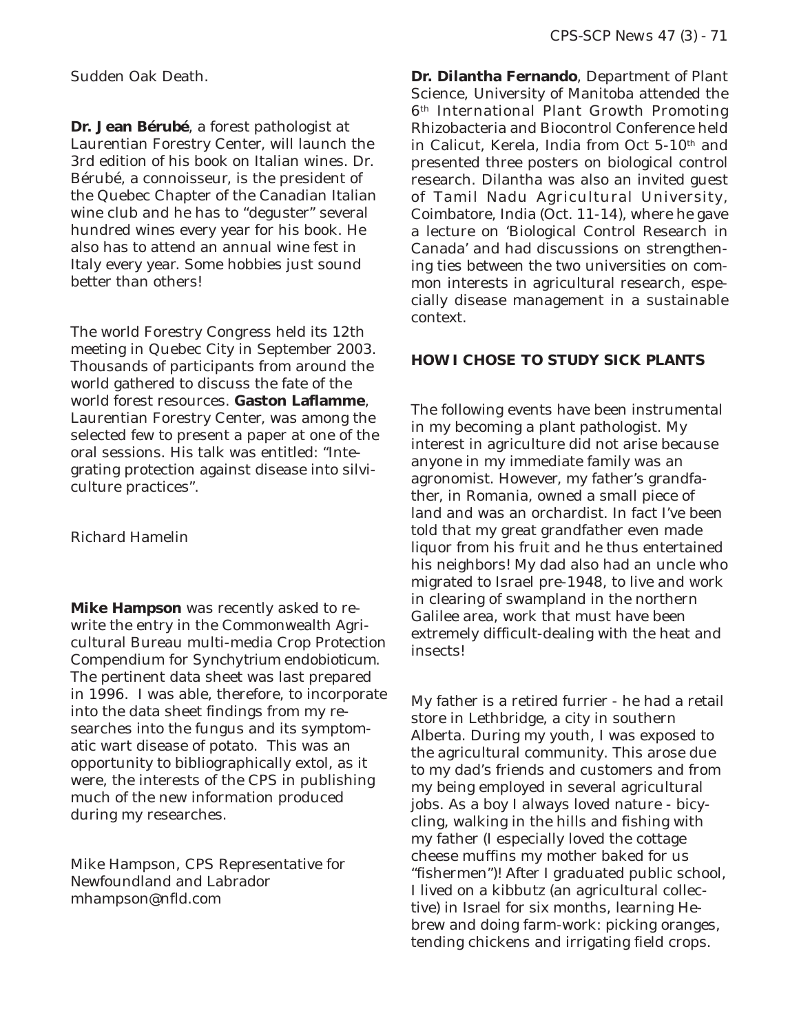Sudden Oak Death.

**Dr. Jean Bérubé**, a forest pathologist at Laurentian Forestry Center, will launch the 3rd edition of his book on Italian wines. Dr. Bérubé, a connoisseur, is the president of the Quebec Chapter of the Canadian Italian wine club and he has to "deguster" several hundred wines every year for his book. He also has to attend an annual wine fest in Italy every year. Some hobbies just sound better than others!

The world Forestry Congress held its 12th meeting in Quebec City in September 2003. Thousands of participants from around the world gathered to discuss the fate of the world forest resources. **Gaston Laflamme**, Laurentian Forestry Center, was among the selected few to present a paper at one of the oral sessions. His talk was entitled: "Integrating protection against disease into silviculture practices".

Richard Hamelin

**Mike Hampson** was recently asked to rewrite the entry in the Commonwealth Agricultural Bureau multi-media Crop Protection Compendium for Synchytrium endobioticum. The pertinent data sheet was last prepared in 1996. I was able, therefore, to incorporate into the data sheet findings from my researches into the fungus and its symptomatic wart disease of potato. This was an opportunity to bibliographically extol, as it were, the interests of the CPS in publishing much of the new information produced during my researches.

Mike Hampson, CPS Representative for Newfoundland and Labrador
mhampson@nfld.com

**Dr. Dilantha Fernando**, Department of Plant Science, University of Manitoba attended the 6th International Plant Growth Promoting Rhizobacteria and Biocontrol Conference held in Calicut, Kerela, India from Oct 5-10th and presented three posters on biological control research. Dilantha was also an invited guest of Tamil Nadu Agricultural University, Coimbatore, India (Oct. 11-14), where he gave a lecture on 'Biological Control Research in Canada' and had discussions on strengthening ties between the two universities on common interests in agricultural research, especially disease management in a sustainable context.

**HOW I CHOSE TO STUDY SICK PLANTS**

The following events have been instrumental in my becoming a plant pathologist. My interest in agriculture did not arise because anyone in my immediate family was an agronomist. However, my father's grandfather, in Romania, owned a small piece of land and was an orchardist. In fact I've been told that my great grandfather even made liquor from his fruit and he thus entertained his neighbors! My dad also had an uncle who migrated to Israel pre-1948, to live and work in clearing of swampland in the northern Galilee area, work that must have been extremely difficult-dealing with the heat and insects!

My father is a retired furrier - he had a retail store in Lethbridge, a city in southern Alberta. During my youth, I was exposed to the agricultural community. This arose due to my dad's friends and customers and from my being employed in several agricultural jobs. As a boy I always loved nature - bicycling, walking in the hills and fishing with my father (I especially loved the cottage cheese muffins my mother baked for us "fishermen")! After I graduated public school, I lived on a kibbutz (an agricultural collective) in Israel for six months, learning Hebrew and doing farm-work: picking oranges, tending chickens and irrigating field crops.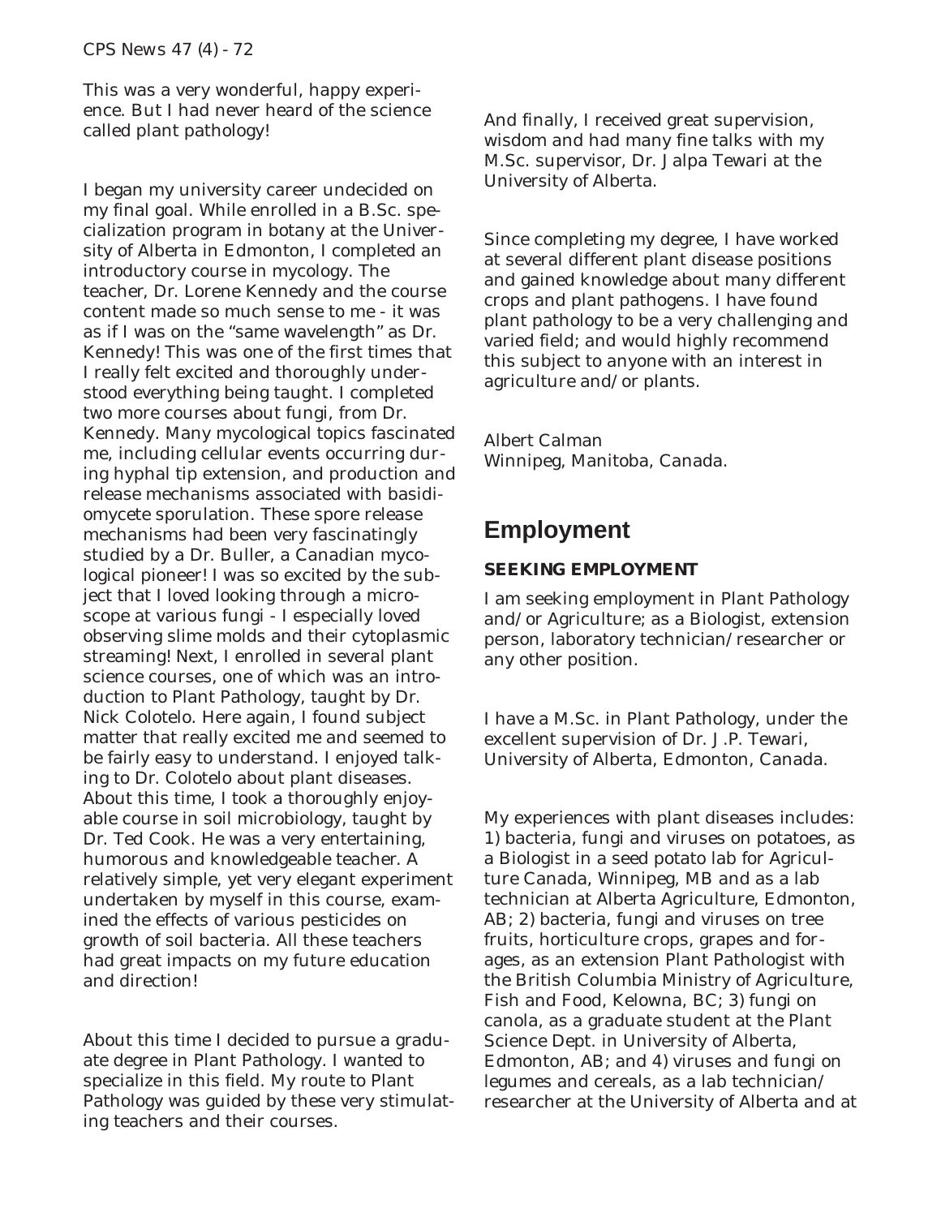This was a very wonderful, happy experience. But I had never heard of the science called plant pathology!

I began my university career undecided on my final goal. While enrolled in a B.Sc. specialization program in botany at the University of Alberta in Edmonton, I completed an introductory course in mycology. The teacher, Dr. Lorene Kennedy and the course content made so much sense to me - it was as if I was on the "same wavelength" as Dr. Kennedy! This was one of the first times that I really felt excited and thoroughly understood everything being taught. I completed two more courses about fungi, from Dr. Kennedy. Many mycological topics fascinated me, including cellular events occurring during hyphal tip extension, and production and release mechanisms associated with basidiomycete sporulation. These spore release mechanisms had been very fascinatingly studied by a Dr. Buller, a Canadian mycological pioneer! I was so excited by the subject that I loved looking through a microscope at various fungi - I especially loved observing slime molds and their cytoplasmic streaming! Next, I enrolled in several plant science courses, one of which was an introduction to Plant Pathology, taught by Dr. Nick Colotelo. Here again, I found subject matter that really excited me and seemed to be fairly easy to understand. I enjoyed talking to Dr. Colotelo about plant diseases. About this time, I took a thoroughly enjoyable course in soil microbiology, taught by Dr. Ted Cook. He was a very entertaining, humorous and knowledgeable teacher. A relatively simple, yet very elegant experiment undertaken by myself in this course, examined the effects of various pesticides on growth of soil bacteria. All these teachers had great impacts on my future education and direction!

About this time I decided to pursue a graduate degree in Plant Pathology. I wanted to specialize in this field. My route to Plant Pathology was guided by these very stimulating teachers and their courses.

And finally, I received great supervision, wisdom and had many fine talks with my M.Sc. supervisor, Dr. Jalpa Tewari at the University of Alberta.

Since completing my degree, I have worked at several different plant disease positions and gained knowledge about many different crops and plant pathogens. I have found plant pathology to be a very challenging and varied field; and would highly recommend this subject to anyone with an interest in agriculture and/or plants.

Albert Calman
Winnipeg, Manitoba, Canada.

## Employment

### SEEKING EMPLOYMENT

I am seeking employment in Plant Pathology and/or Agriculture; as a Biologist, extension person, laboratory technician/researcher or any other position.

I have a M.Sc. in Plant Pathology, under the excellent supervision of Dr. J.P. Tewari, University of Alberta, Edmonton, Canada.

My experiences with plant diseases includes: 1) bacteria, fungi and viruses on potatoes, as a Biologist in a seed potato lab for Agriculture Canada, Winnipeg, MB and as a lab technician at Alberta Agriculture, Edmonton, AB; 2) bacteria, fungi and viruses on tree fruits, horticulture crops, grapes and forages, as an extension Plant Pathologist with the British Columbia Ministry of Agriculture, Fish and Food, Kelowna, BC; 3) fungi on canola, as a graduate student at the Plant Science Dept. in University of Alberta, Edmonton, AB; and 4) viruses and fungi on legumes and cereals, as a lab technician/researcher at the University of Alberta and at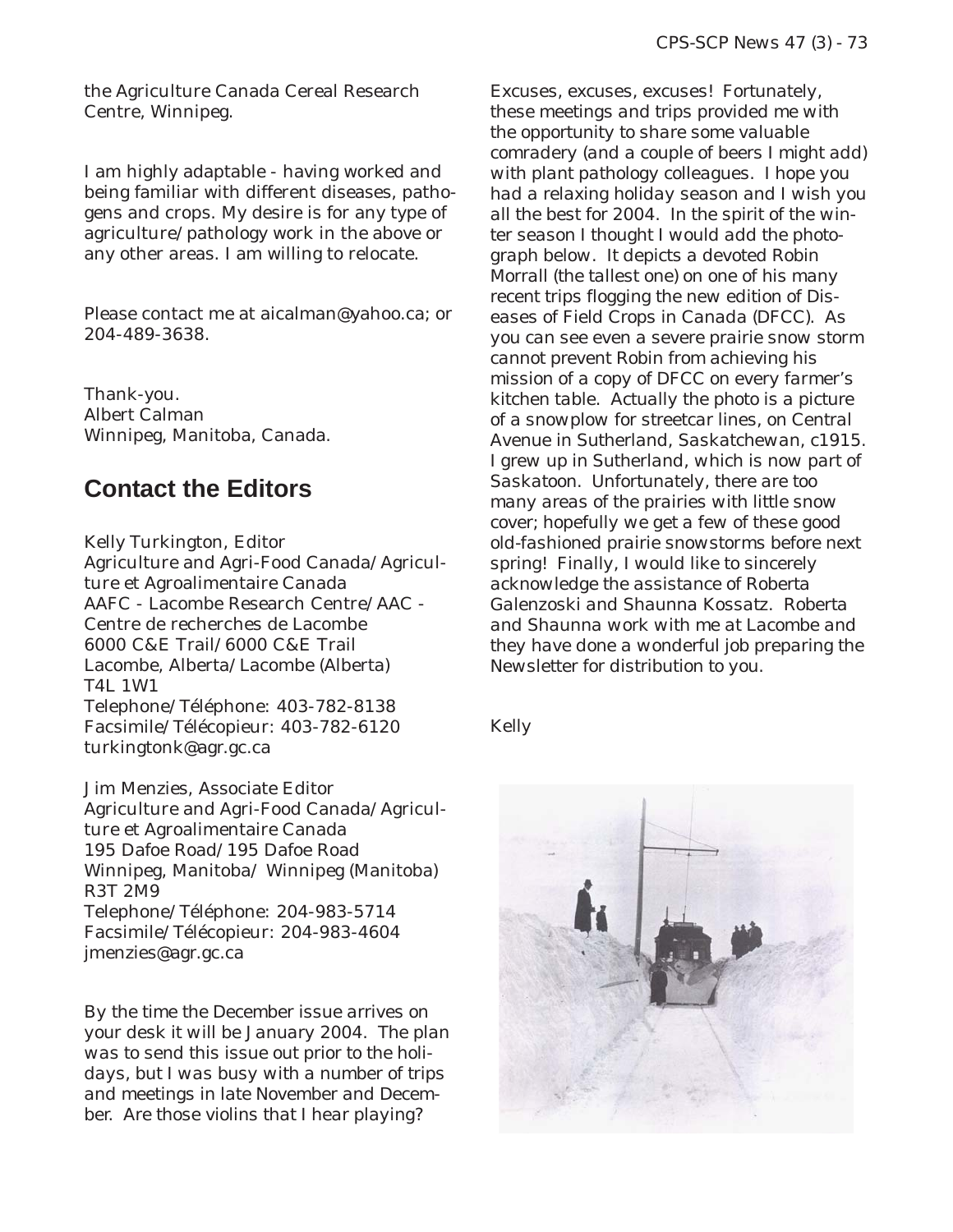the Agriculture Canada Cereal Research Centre, Winnipeg.

I am highly adaptable - having worked and being familiar with different diseases, pathogens and crops. My desire is for any type of agriculture/pathology work in the above or any other areas. I am willing to relocate.

Please contact me at aicalman@yahoo.ca; or 204-489-3638.

Thank-you.
Albert Calman
Winnipeg, Manitoba, Canada.

## Contact the Editors

Kelly Turkington, Editor
Agriculture and Agri-Food Canada/Agriculture et Agroalimentaire Canada
AAFC - Lacombe Research Centre/AAC - Centre de recherches de Lacombe
6000 C&E Trail/6000 C&E Trail
Lacombe, Alberta/Lacombe (Alberta)
T4L 1W1
Telephone/Téléphone: 403-782-8138
Facsimile/Télécopieur: 403-782-6120
turkingtonk@agr.gc.ca

Jim Menzies, Associate Editor
Agriculture and Agri-Food Canada/Agriculture et Agroalimentaire Canada
195 Dafoe Road/195 Dafoe Road
Winnipeg, Manitoba/ Winnipeg (Manitoba)
R3T 2M9
Telephone/Téléphone: 204-983-5714
Facsimile/Télécopieur: 204-983-4604
jmenzies@agr.gc.ca

By the time the December issue arrives on your desk it will be January 2004. The plan was to send this issue out prior to the holidays, but I was busy with a number of trips and meetings in late November and December. Are those violins that I hear playing? Excuses, excuses, excuses! Fortunately, these meetings and trips provided me with the opportunity to share some valuable comradery (and a couple of beers I might add) with plant pathology colleagues. I hope you had a relaxing holiday season and I wish you all the best for 2004. In the spirit of the winter season I thought I would add the photograph below. It depicts a devoted Robin Morrall (the tallest one) on one of his many recent trips flogging the new edition of Diseases of Field Crops in Canada (DFCC). As you can see even a severe prairie snow storm cannot prevent Robin from achieving his mission of a copy of DFCC on every farmer's kitchen table. Actually the photo is a picture of a snowplow for streetcar lines, on Central Avenue in Sutherland, Saskatchewan, c1915. I grew up in Sutherland, which is now part of Saskatoon. Unfortunately, there are too many areas of the prairies with little snow cover; hopefully we get a few of these good old-fashioned prairie snowstorms before next spring! Finally, I would like to sincerely acknowledge the assistance of Roberta Galenzoski and Shaunna Kossatz. Roberta and Shaunna work with me at Lacombe and they have done a wonderful job preparing the Newsletter for distribution to you.

Kelly